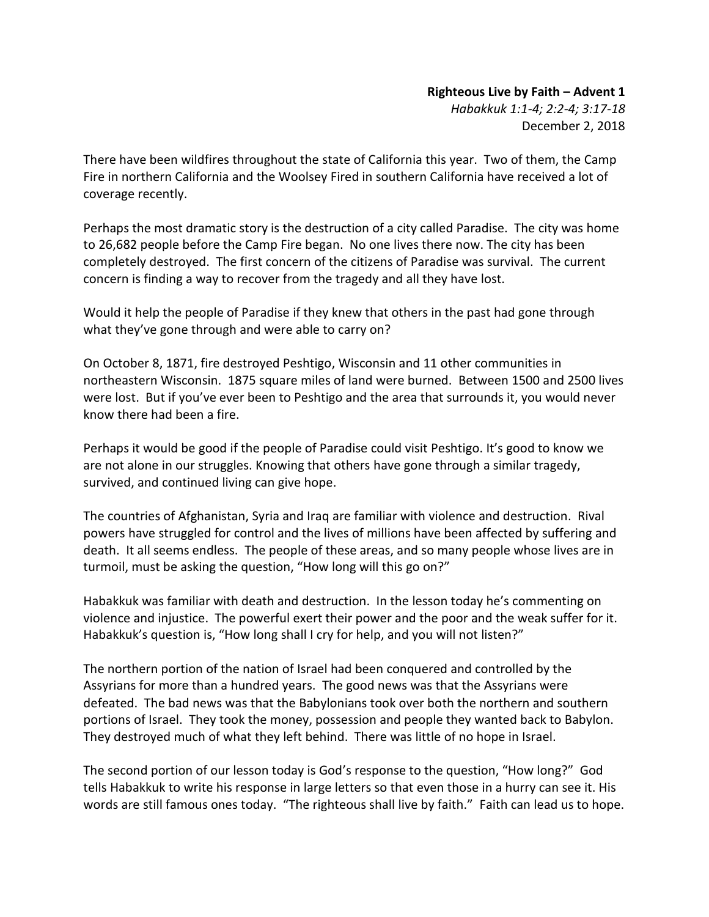**Righteous Live by Faith – Advent 1**
*Habakkuk 1:1-4; 2:2-4; 3:17-18*
December 2, 2018

There have been wildfires throughout the state of California this year. Two of them, the Camp Fire in northern California and the Woolsey Fired in southern California have received a lot of coverage recently.

Perhaps the most dramatic story is the destruction of a city called Paradise. The city was home to 26,682 people before the Camp Fire began. No one lives there now. The city has been completely destroyed. The first concern of the citizens of Paradise was survival. The current concern is finding a way to recover from the tragedy and all they have lost.

Would it help the people of Paradise if they knew that others in the past had gone through what they've gone through and were able to carry on?

On October 8, 1871, fire destroyed Peshtigo, Wisconsin and 11 other communities in northeastern Wisconsin. 1875 square miles of land were burned. Between 1500 and 2500 lives were lost. But if you've ever been to Peshtigo and the area that surrounds it, you would never know there had been a fire.

Perhaps it would be good if the people of Paradise could visit Peshtigo. It's good to know we are not alone in our struggles. Knowing that others have gone through a similar tragedy, survived, and continued living can give hope.

The countries of Afghanistan, Syria and Iraq are familiar with violence and destruction. Rival powers have struggled for control and the lives of millions have been affected by suffering and death. It all seems endless. The people of these areas, and so many people whose lives are in turmoil, must be asking the question, "How long will this go on?"

Habakkuk was familiar with death and destruction. In the lesson today he's commenting on violence and injustice. The powerful exert their power and the poor and the weak suffer for it. Habakkuk's question is, "How long shall I cry for help, and you will not listen?"

The northern portion of the nation of Israel had been conquered and controlled by the Assyrians for more than a hundred years. The good news was that the Assyrians were defeated. The bad news was that the Babylonians took over both the northern and southern portions of Israel. They took the money, possession and people they wanted back to Babylon. They destroyed much of what they left behind. There was little of no hope in Israel.

The second portion of our lesson today is God's response to the question, "How long?" God tells Habakkuk to write his response in large letters so that even those in a hurry can see it. His words are still famous ones today. "The righteous shall live by faith." Faith can lead us to hope.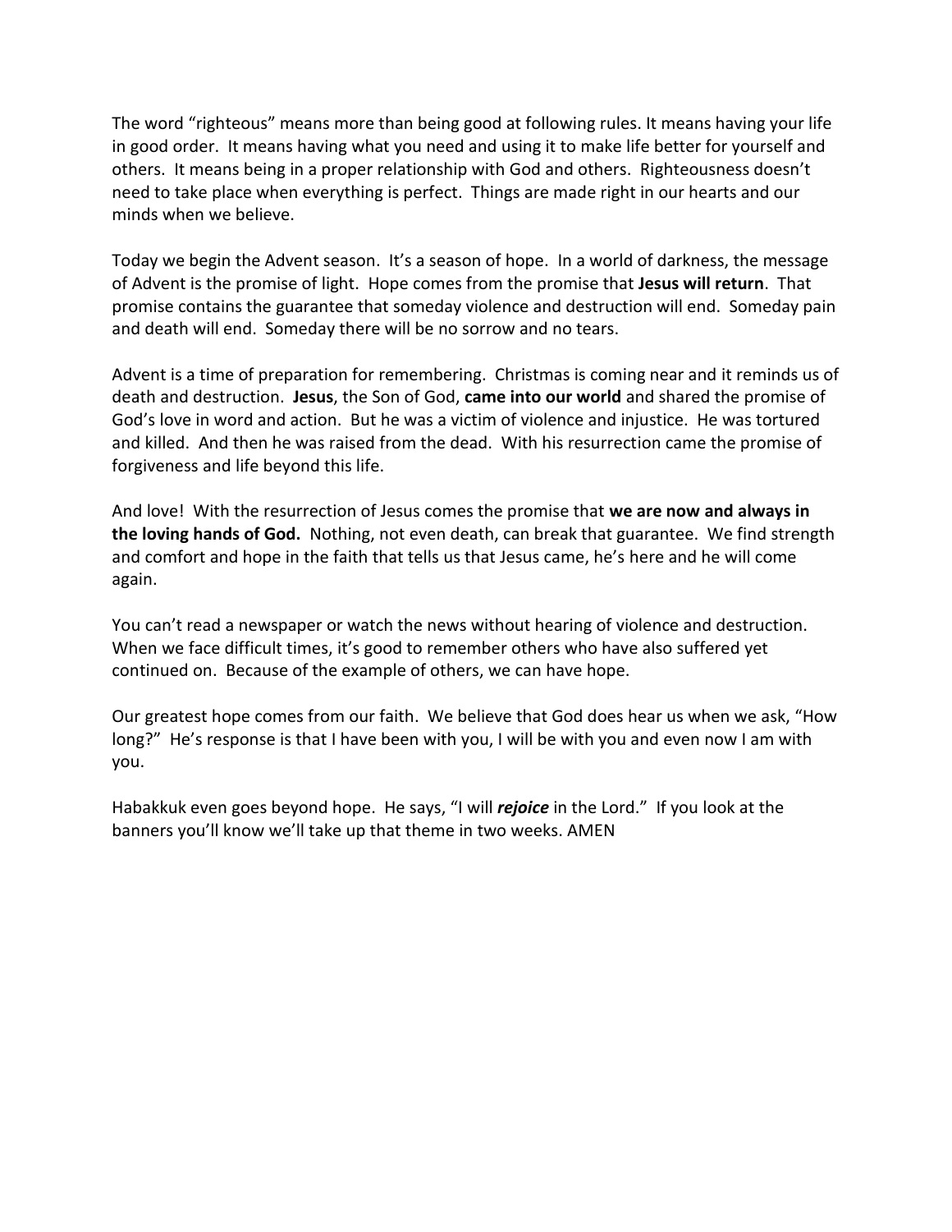The word "righteous" means more than being good at following rules. It means having your life in good order. It means having what you need and using it to make life better for yourself and others. It means being in a proper relationship with God and others. Righteousness doesn't need to take place when everything is perfect. Things are made right in our hearts and our minds when we believe.

Today we begin the Advent season. It's a season of hope. In a world of darkness, the message of Advent is the promise of light. Hope comes from the promise that **Jesus will return**. That promise contains the guarantee that someday violence and destruction will end. Someday pain and death will end. Someday there will be no sorrow and no tears.

Advent is a time of preparation for remembering. Christmas is coming near and it reminds us of death and destruction. **Jesus**, the Son of God, **came into our world** and shared the promise of God's love in word and action. But he was a victim of violence and injustice. He was tortured and killed. And then he was raised from the dead. With his resurrection came the promise of forgiveness and life beyond this life.

And love! With the resurrection of Jesus comes the promise that **we are now and always in the loving hands of God.** Nothing, not even death, can break that guarantee. We find strength and comfort and hope in the faith that tells us that Jesus came, he's here and he will come again.

You can't read a newspaper or watch the news without hearing of violence and destruction. When we face difficult times, it's good to remember others who have also suffered yet continued on. Because of the example of others, we can have hope.

Our greatest hope comes from our faith. We believe that God does hear us when we ask, "How long?" He's response is that I have been with you, I will be with you and even now I am with you.

Habakkuk even goes beyond hope. He says, "I will ***rejoice*** in the Lord." If you look at the banners you'll know we'll take up that theme in two weeks. AMEN